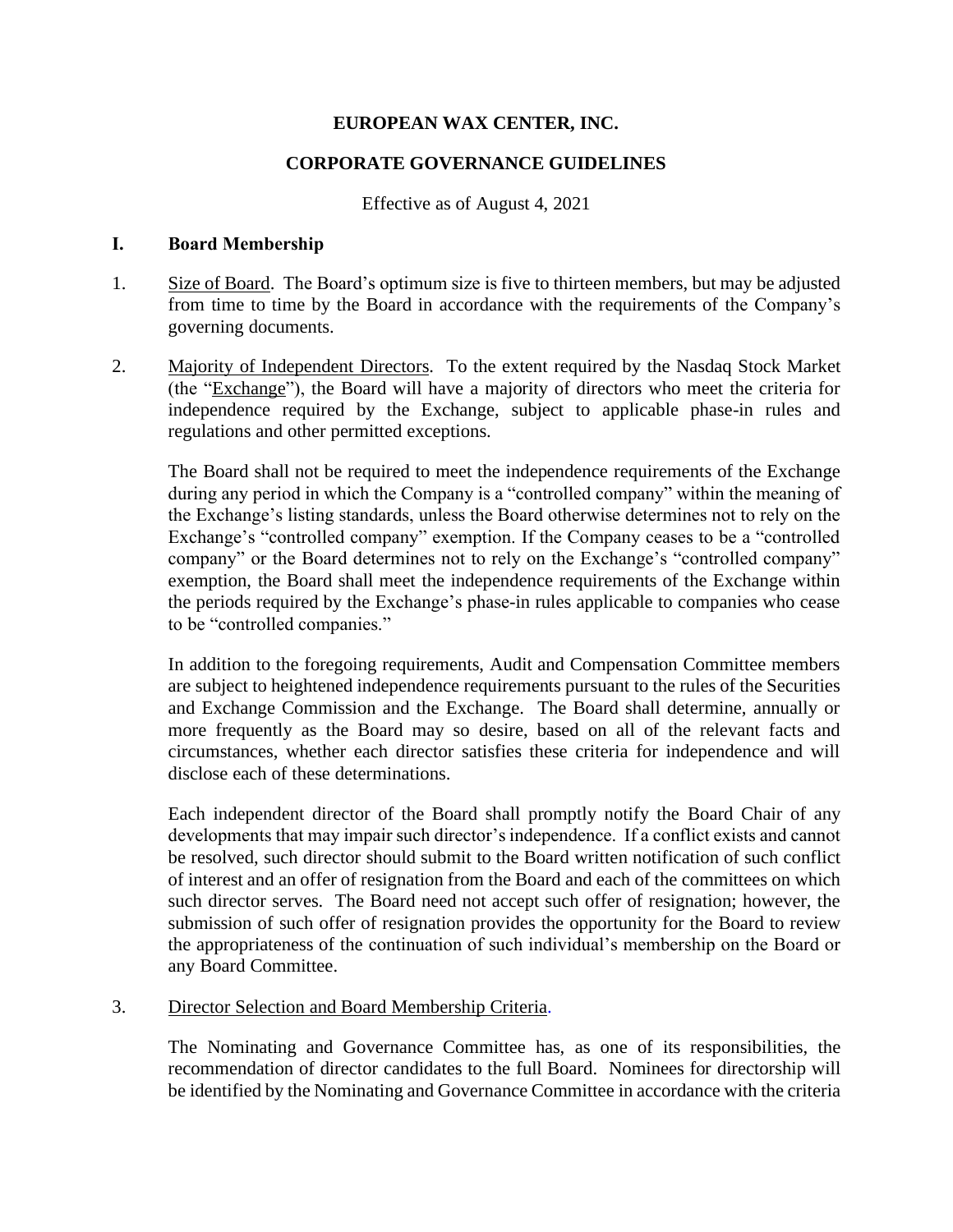# EUROPEAN WAX CENTER, INC.

## CORPORATE GOVERNANCE GUIDELINES

Effective as of August 4, 2021

## I. Board Membership

1. Size of Board. The Board's optimum size is five to thirteen members, but may be adjusted from time to time by the Board in accordance with the requirements of the Company's governing documents.

2. Majority of Independent Directors. To the extent required by the Nasdaq Stock Market (the "Exchange"), the Board will have a majority of directors who meet the criteria for independence required by the Exchange, subject to applicable phase-in rules and regulations and other permitted exceptions.

   The Board shall not be required to meet the independence requirements of the Exchange during any period in which the Company is a "controlled company" within the meaning of the Exchange's listing standards, unless the Board otherwise determines not to rely on the Exchange's "controlled company" exemption. If the Company ceases to be a "controlled company" or the Board determines not to rely on the Exchange's "controlled company" exemption, the Board shall meet the independence requirements of the Exchange within the periods required by the Exchange's phase-in rules applicable to companies who cease to be "controlled companies."

   In addition to the foregoing requirements, Audit and Compensation Committee members are subject to heightened independence requirements pursuant to the rules of the Securities and Exchange Commission and the Exchange. The Board shall determine, annually or more frequently as the Board may so desire, based on all of the relevant facts and circumstances, whether each director satisfies these criteria for independence and will disclose each of these determinations.

   Each independent director of the Board shall promptly notify the Board Chair of any developments that may impair such director's independence. If a conflict exists and cannot be resolved, such director should submit to the Board written notification of such conflict of interest and an offer of resignation from the Board and each of the committees on which such director serves. The Board need not accept such offer of resignation; however, the submission of such offer of resignation provides the opportunity for the Board to review the appropriateness of the continuation of such individual's membership on the Board or any Board Committee.

3. Director Selection and Board Membership Criteria.

   The Nominating and Governance Committee has, as one of its responsibilities, the recommendation of director candidates to the full Board. Nominees for directorship will be identified by the Nominating and Governance Committee in accordance with the criteria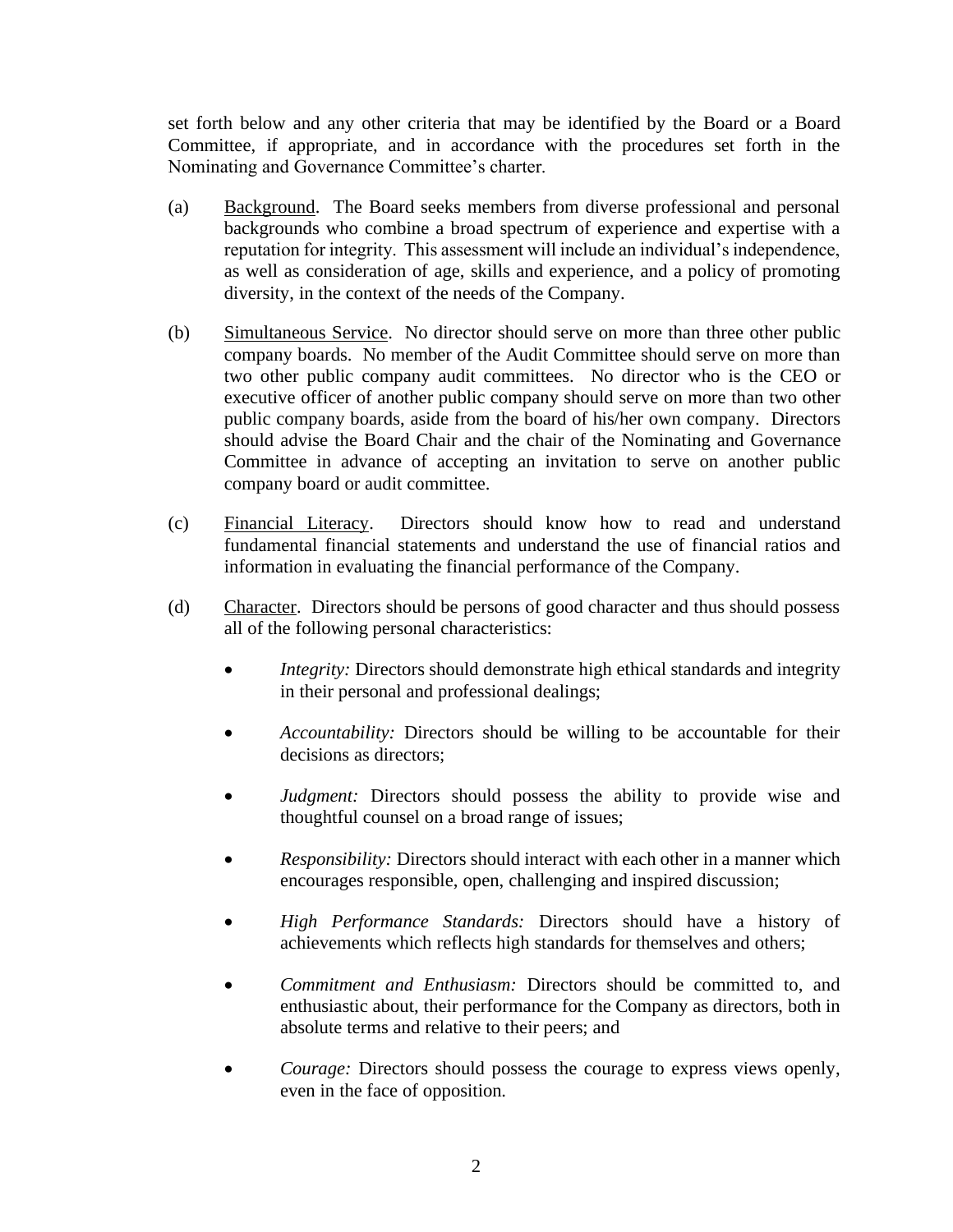set forth below and any other criteria that may be identified by the Board or a Board Committee, if appropriate, and in accordance with the procedures set forth in the Nominating and Governance Committee's charter.

(a) Background. The Board seeks members from diverse professional and personal backgrounds who combine a broad spectrum of experience and expertise with a reputation for integrity. This assessment will include an individual's independence, as well as consideration of age, skills and experience, and a policy of promoting diversity, in the context of the needs of the Company.

(b) Simultaneous Service. No director should serve on more than three other public company boards. No member of the Audit Committee should serve on more than two other public company audit committees. No director who is the CEO or executive officer of another public company should serve on more than two other public company boards, aside from the board of his/her own company. Directors should advise the Board Chair and the chair of the Nominating and Governance Committee in advance of accepting an invitation to serve on another public company board or audit committee.

(c) Financial Literacy. Directors should know how to read and understand fundamental financial statements and understand the use of financial ratios and information in evaluating the financial performance of the Company.

(d) Character. Directors should be persons of good character and thus should possess all of the following personal characteristics:

- *Integrity:* Directors should demonstrate high ethical standards and integrity in their personal and professional dealings;

- *Accountability:* Directors should be willing to be accountable for their decisions as directors;

- *Judgment:* Directors should possess the ability to provide wise and thoughtful counsel on a broad range of issues;

- *Responsibility:* Directors should interact with each other in a manner which encourages responsible, open, challenging and inspired discussion;

- *High Performance Standards:* Directors should have a history of achievements which reflects high standards for themselves and others;

- *Commitment and Enthusiasm:* Directors should be committed to, and enthusiastic about, their performance for the Company as directors, both in absolute terms and relative to their peers; and

- *Courage:* Directors should possess the courage to express views openly, even in the face of opposition.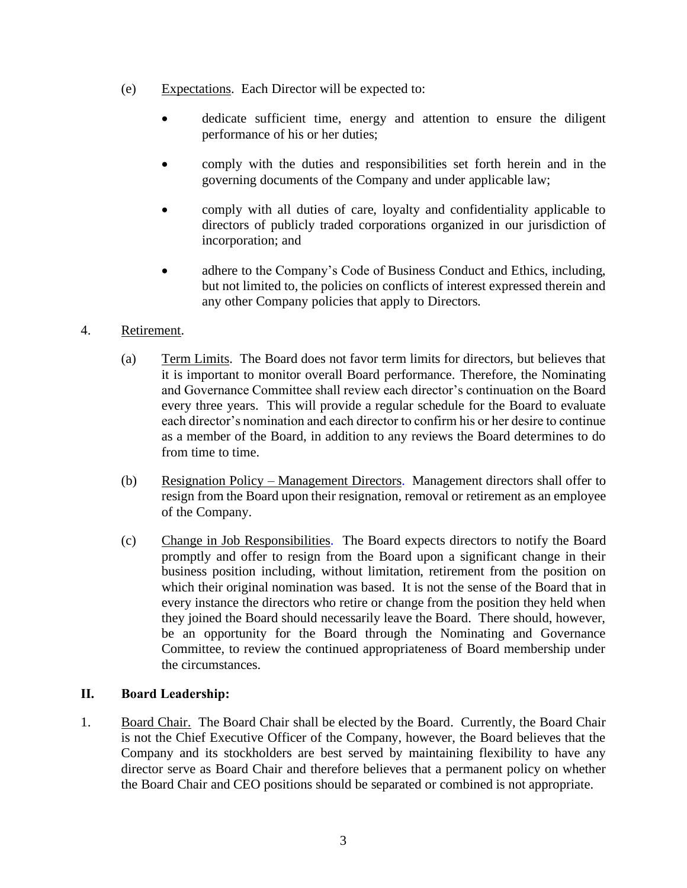(e) Expectations. Each Director will be expected to:

- dedicate sufficient time, energy and attention to ensure the diligent performance of his or her duties;
- comply with the duties and responsibilities set forth herein and in the governing documents of the Company and under applicable law;
- comply with all duties of care, loyalty and confidentiality applicable to directors of publicly traded corporations organized in our jurisdiction of incorporation; and
- adhere to the Company's Code of Business Conduct and Ethics, including, but not limited to, the policies on conflicts of interest expressed therein and any other Company policies that apply to Directors.

4. Retirement.

(a) Term Limits. The Board does not favor term limits for directors, but believes that it is important to monitor overall Board performance. Therefore, the Nominating and Governance Committee shall review each director's continuation on the Board every three years. This will provide a regular schedule for the Board to evaluate each director's nomination and each director to confirm his or her desire to continue as a member of the Board, in addition to any reviews the Board determines to do from time to time.

(b) Resignation Policy – Management Directors. Management directors shall offer to resign from the Board upon their resignation, removal or retirement as an employee of the Company.

(c) Change in Job Responsibilities. The Board expects directors to notify the Board promptly and offer to resign from the Board upon a significant change in their business position including, without limitation, retirement from the position on which their original nomination was based. It is not the sense of the Board that in every instance the directors who retire or change from the position they held when they joined the Board should necessarily leave the Board. There should, however, be an opportunity for the Board through the Nominating and Governance Committee, to review the continued appropriateness of Board membership under the circumstances.

## II. Board Leadership:

1. Board Chair. The Board Chair shall be elected by the Board. Currently, the Board Chair is not the Chief Executive Officer of the Company, however, the Board believes that the Company and its stockholders are best served by maintaining flexibility to have any director serve as Board Chair and therefore believes that a permanent policy on whether the Board Chair and CEO positions should be separated or combined is not appropriate.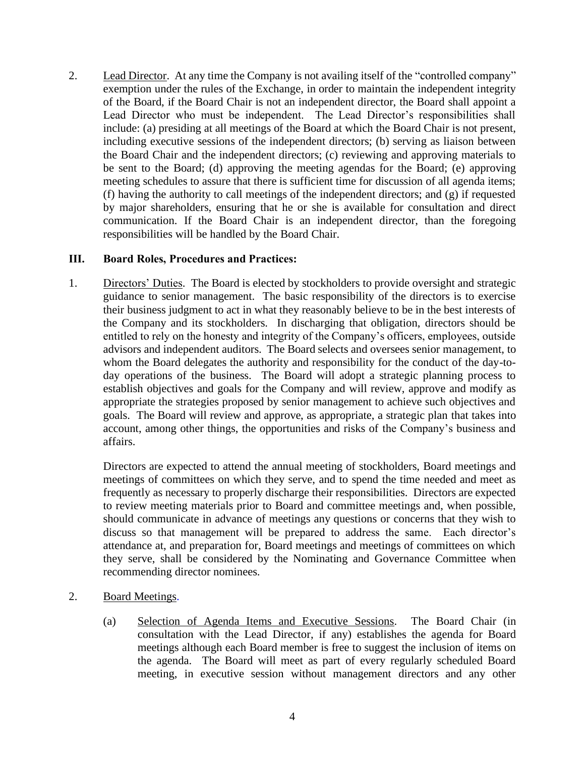2. Lead Director. At any time the Company is not availing itself of the "controlled company" exemption under the rules of the Exchange, in order to maintain the independent integrity of the Board, if the Board Chair is not an independent director, the Board shall appoint a Lead Director who must be independent. The Lead Director's responsibilities shall include: (a) presiding at all meetings of the Board at which the Board Chair is not present, including executive sessions of the independent directors; (b) serving as liaison between the Board Chair and the independent directors; (c) reviewing and approving materials to be sent to the Board; (d) approving the meeting agendas for the Board; (e) approving meeting schedules to assure that there is sufficient time for discussion of all agenda items; (f) having the authority to call meetings of the independent directors; and (g) if requested by major shareholders, ensuring that he or she is available for consultation and direct communication. If the Board Chair is an independent director, than the foregoing responsibilities will be handled by the Board Chair.

## III. Board Roles, Procedures and Practices:

1. Directors' Duties. The Board is elected by stockholders to provide oversight and strategic guidance to senior management. The basic responsibility of the directors is to exercise their business judgment to act in what they reasonably believe to be in the best interests of the Company and its stockholders. In discharging that obligation, directors should be entitled to rely on the honesty and integrity of the Company's officers, employees, outside advisors and independent auditors. The Board selects and oversees senior management, to whom the Board delegates the authority and responsibility for the conduct of the day-to-day operations of the business. The Board will adopt a strategic planning process to establish objectives and goals for the Company and will review, approve and modify as appropriate the strategies proposed by senior management to achieve such objectives and goals. The Board will review and approve, as appropriate, a strategic plan that takes into account, among other things, the opportunities and risks of the Company's business and affairs.

   Directors are expected to attend the annual meeting of stockholders, Board meetings and meetings of committees on which they serve, and to spend the time needed and meet as frequently as necessary to properly discharge their responsibilities. Directors are expected to review meeting materials prior to Board and committee meetings and, when possible, should communicate in advance of meetings any questions or concerns that they wish to discuss so that management will be prepared to address the same. Each director's attendance at, and preparation for, Board meetings and meetings of committees on which they serve, shall be considered by the Nominating and Governance Committee when recommending director nominees.

2. Board Meetings.

   (a) Selection of Agenda Items and Executive Sessions. The Board Chair (in consultation with the Lead Director, if any) establishes the agenda for Board meetings although each Board member is free to suggest the inclusion of items on the agenda. The Board will meet as part of every regularly scheduled Board meeting, in executive session without management directors and any other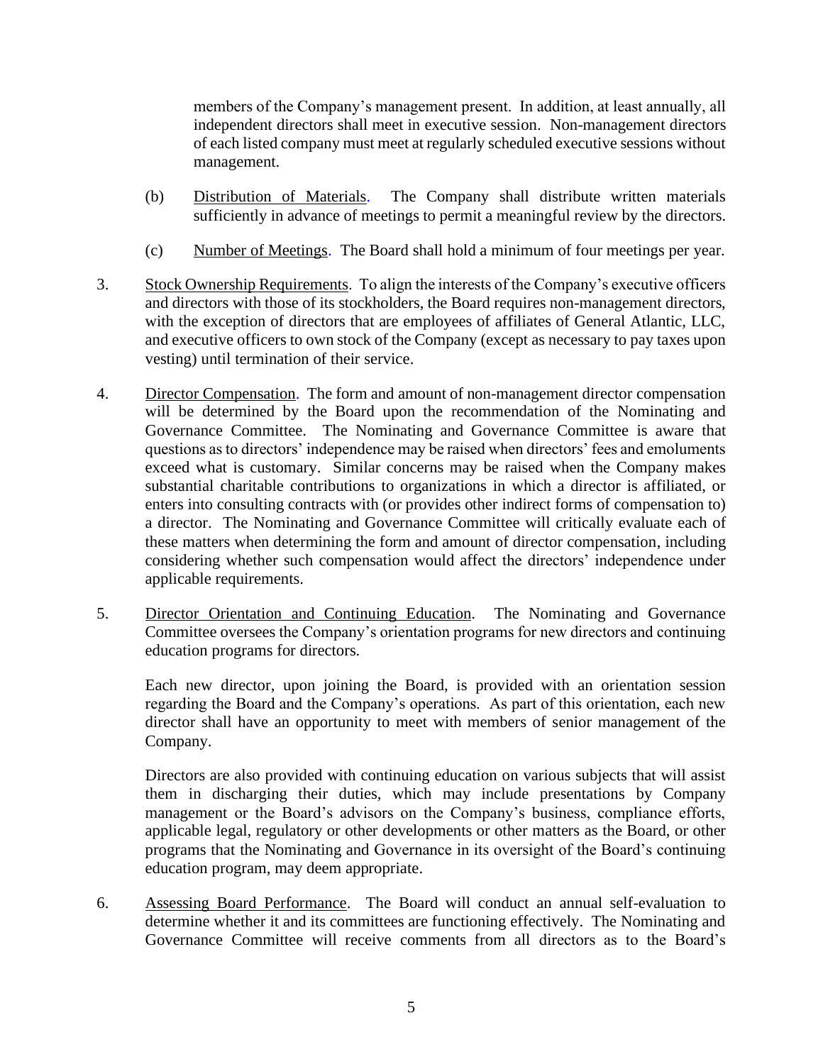members of the Company's management present. In addition, at least annually, all independent directors shall meet in executive session. Non-management directors of each listed company must meet at regularly scheduled executive sessions without management.

(b) Distribution of Materials. The Company shall distribute written materials sufficiently in advance of meetings to permit a meaningful review by the directors.

(c) Number of Meetings. The Board shall hold a minimum of four meetings per year.

3. Stock Ownership Requirements. To align the interests of the Company's executive officers and directors with those of its stockholders, the Board requires non-management directors, with the exception of directors that are employees of affiliates of General Atlantic, LLC, and executive officers to own stock of the Company (except as necessary to pay taxes upon vesting) until termination of their service.

4. Director Compensation. The form and amount of non-management director compensation will be determined by the Board upon the recommendation of the Nominating and Governance Committee. The Nominating and Governance Committee is aware that questions as to directors' independence may be raised when directors' fees and emoluments exceed what is customary. Similar concerns may be raised when the Company makes substantial charitable contributions to organizations in which a director is affiliated, or enters into consulting contracts with (or provides other indirect forms of compensation to) a director. The Nominating and Governance Committee will critically evaluate each of these matters when determining the form and amount of director compensation, including considering whether such compensation would affect the directors' independence under applicable requirements.

5. Director Orientation and Continuing Education. The Nominating and Governance Committee oversees the Company's orientation programs for new directors and continuing education programs for directors.

   Each new director, upon joining the Board, is provided with an orientation session regarding the Board and the Company's operations. As part of this orientation, each new director shall have an opportunity to meet with members of senior management of the Company.

   Directors are also provided with continuing education on various subjects that will assist them in discharging their duties, which may include presentations by Company management or the Board's advisors on the Company's business, compliance efforts, applicable legal, regulatory or other developments or other matters as the Board, or other programs that the Nominating and Governance in its oversight of the Board's continuing education program, may deem appropriate.

6. Assessing Board Performance. The Board will conduct an annual self-evaluation to determine whether it and its committees are functioning effectively. The Nominating and Governance Committee will receive comments from all directors as to the Board's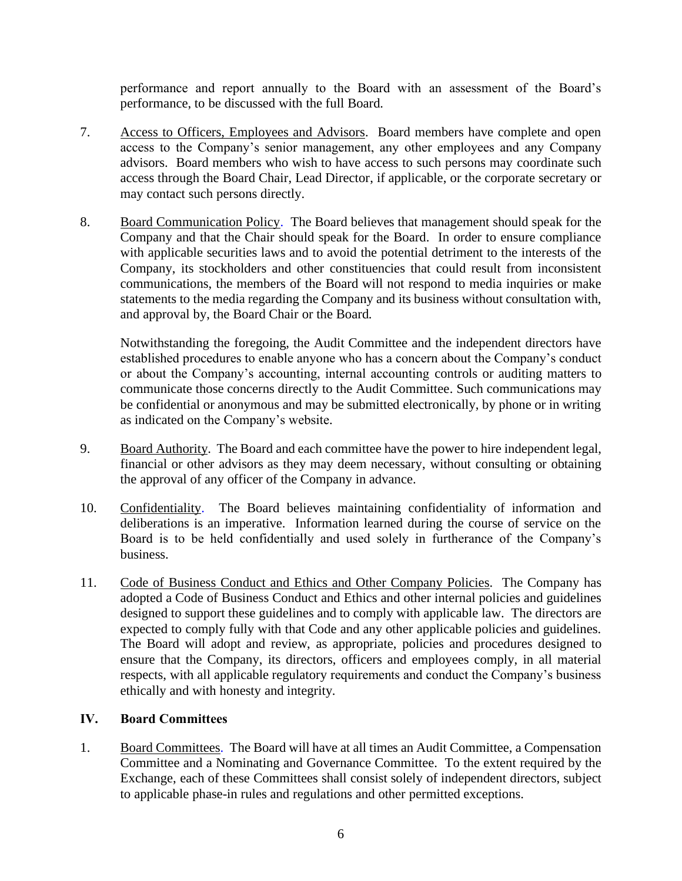performance and report annually to the Board with an assessment of the Board's performance, to be discussed with the full Board.

7. Access to Officers, Employees and Advisors. Board members have complete and open access to the Company's senior management, any other employees and any Company advisors. Board members who wish to have access to such persons may coordinate such access through the Board Chair, Lead Director, if applicable, or the corporate secretary or may contact such persons directly.

8. Board Communication Policy. The Board believes that management should speak for the Company and that the Chair should speak for the Board. In order to ensure compliance with applicable securities laws and to avoid the potential detriment to the interests of the Company, its stockholders and other constituencies that could result from inconsistent communications, the members of the Board will not respond to media inquiries or make statements to the media regarding the Company and its business without consultation with, and approval by, the Board Chair or the Board.

   Notwithstanding the foregoing, the Audit Committee and the independent directors have established procedures to enable anyone who has a concern about the Company's conduct or about the Company's accounting, internal accounting controls or auditing matters to communicate those concerns directly to the Audit Committee. Such communications may be confidential or anonymous and may be submitted electronically, by phone or in writing as indicated on the Company's website.

9. Board Authority. The Board and each committee have the power to hire independent legal, financial or other advisors as they may deem necessary, without consulting or obtaining the approval of any officer of the Company in advance.

10. Confidentiality. The Board believes maintaining confidentiality of information and deliberations is an imperative. Information learned during the course of service on the Board is to be held confidentially and used solely in furtherance of the Company's business.

11. Code of Business Conduct and Ethics and Other Company Policies. The Company has adopted a Code of Business Conduct and Ethics and other internal policies and guidelines designed to support these guidelines and to comply with applicable law. The directors are expected to comply fully with that Code and any other applicable policies and guidelines. The Board will adopt and review, as appropriate, policies and procedures designed to ensure that the Company, its directors, officers and employees comply, in all material respects, with all applicable regulatory requirements and conduct the Company's business ethically and with honesty and integrity.

## IV. Board Committees

1. Board Committees. The Board will have at all times an Audit Committee, a Compensation Committee and a Nominating and Governance Committee. To the extent required by the Exchange, each of these Committees shall consist solely of independent directors, subject to applicable phase-in rules and regulations and other permitted exceptions.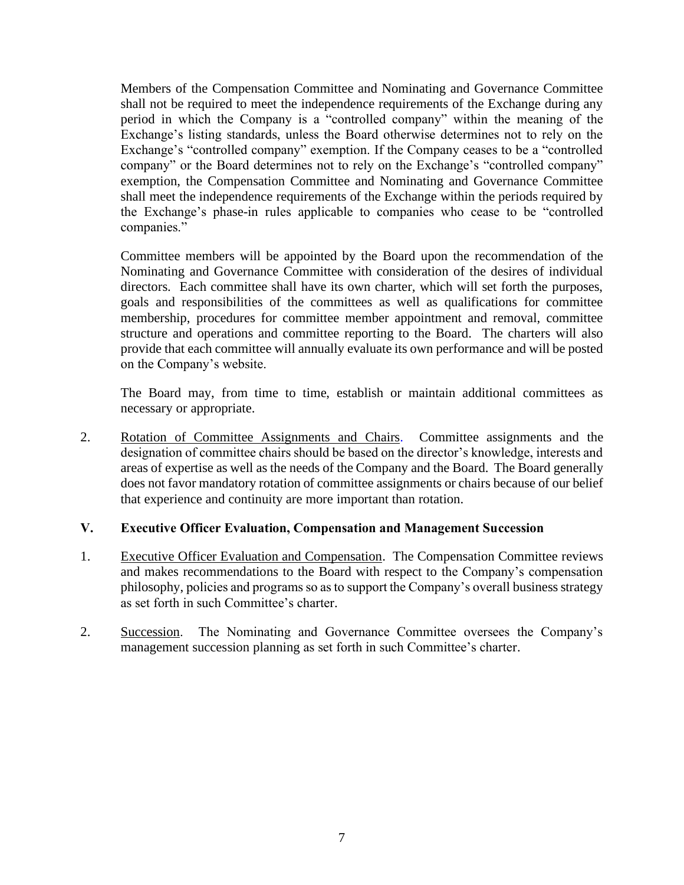Members of the Compensation Committee and Nominating and Governance Committee shall not be required to meet the independence requirements of the Exchange during any period in which the Company is a "controlled company" within the meaning of the Exchange's listing standards, unless the Board otherwise determines not to rely on the Exchange's "controlled company" exemption. If the Company ceases to be a "controlled company" or the Board determines not to rely on the Exchange's "controlled company" exemption, the Compensation Committee and Nominating and Governance Committee shall meet the independence requirements of the Exchange within the periods required by the Exchange's phase-in rules applicable to companies who cease to be "controlled companies."

Committee members will be appointed by the Board upon the recommendation of the Nominating and Governance Committee with consideration of the desires of individual directors. Each committee shall have its own charter, which will set forth the purposes, goals and responsibilities of the committees as well as qualifications for committee membership, procedures for committee member appointment and removal, committee structure and operations and committee reporting to the Board. The charters will also provide that each committee will annually evaluate its own performance and will be posted on the Company's website.

The Board may, from time to time, establish or maintain additional committees as necessary or appropriate.

2. Rotation of Committee Assignments and Chairs. Committee assignments and the designation of committee chairs should be based on the director's knowledge, interests and areas of expertise as well as the needs of the Company and the Board. The Board generally does not favor mandatory rotation of committee assignments or chairs because of our belief that experience and continuity are more important than rotation.

## V. Executive Officer Evaluation, Compensation and Management Succession

1. Executive Officer Evaluation and Compensation. The Compensation Committee reviews and makes recommendations to the Board with respect to the Company's compensation philosophy, policies and programs so as to support the Company's overall business strategy as set forth in such Committee's charter.

2. Succession. The Nominating and Governance Committee oversees the Company's management succession planning as set forth in such Committee's charter.